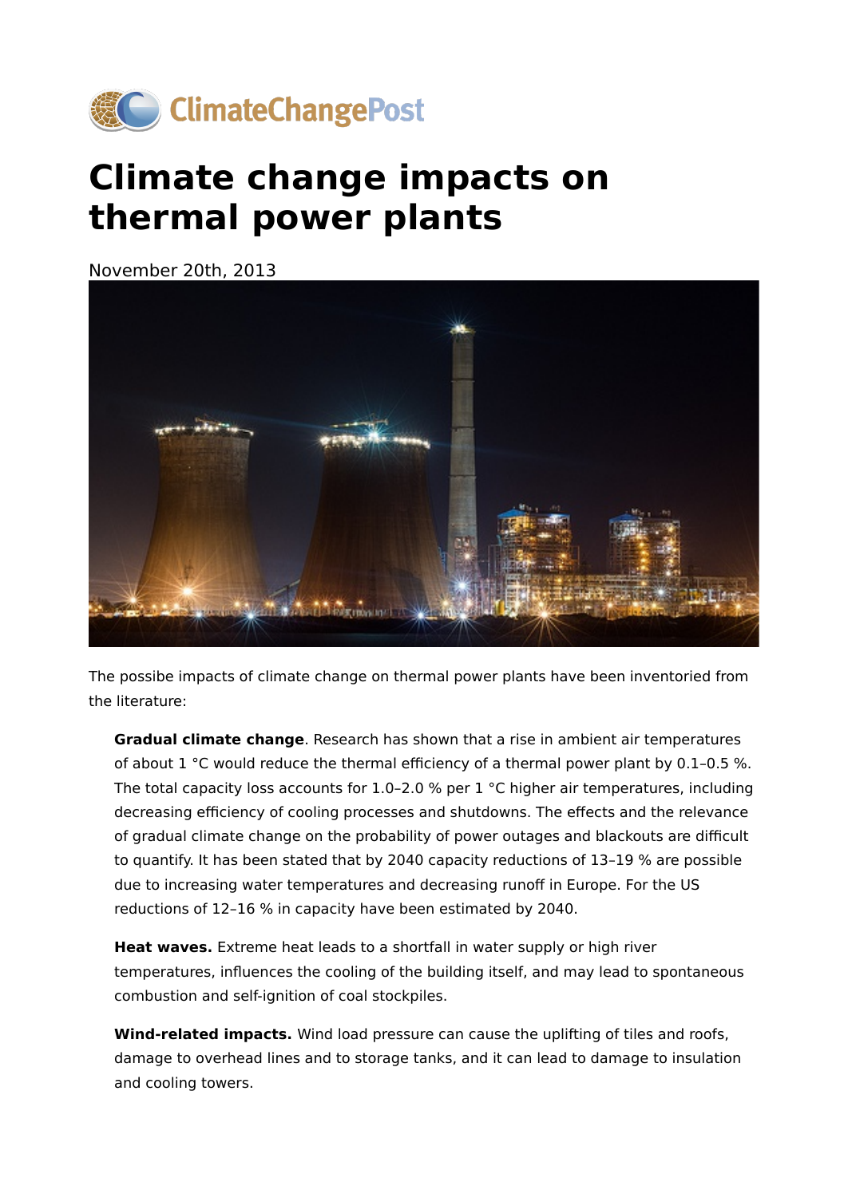ClimateChangePost

# Climate change impacts on thermal power plants

November 20th, 2013

The possibe impacts of climate change on thermal power plants have been inventoried from the literature:

> **Gradual climate change**. Research has shown that a rise in ambient air temperatures of about 1 °C would reduce the thermal efficiency of a thermal power plant by 0.1–0.5 %. The total capacity loss accounts for 1.0–2.0 % per 1 °C higher air temperatures, including decreasing efficiency of cooling processes and shutdowns. The effects and the relevance of gradual climate change on the probability of power outages and blackouts are difficult to quantify. It has been stated that by 2040 capacity reductions of 13–19 % are possible due to increasing water temperatures and decreasing runoff in Europe. For the US reductions of 12–16 % in capacity have been estimated by 2040.
>
> **Heat waves.** Extreme heat leads to a shortfall in water supply or high river temperatures, influences the cooling of the building itself, and may lead to spontaneous combustion and self-ignition of coal stockpiles.
>
> **Wind-related impacts.** Wind load pressure can cause the uplifting of tiles and roofs, damage to overhead lines and to storage tanks, and it can lead to damage to insulation and cooling towers.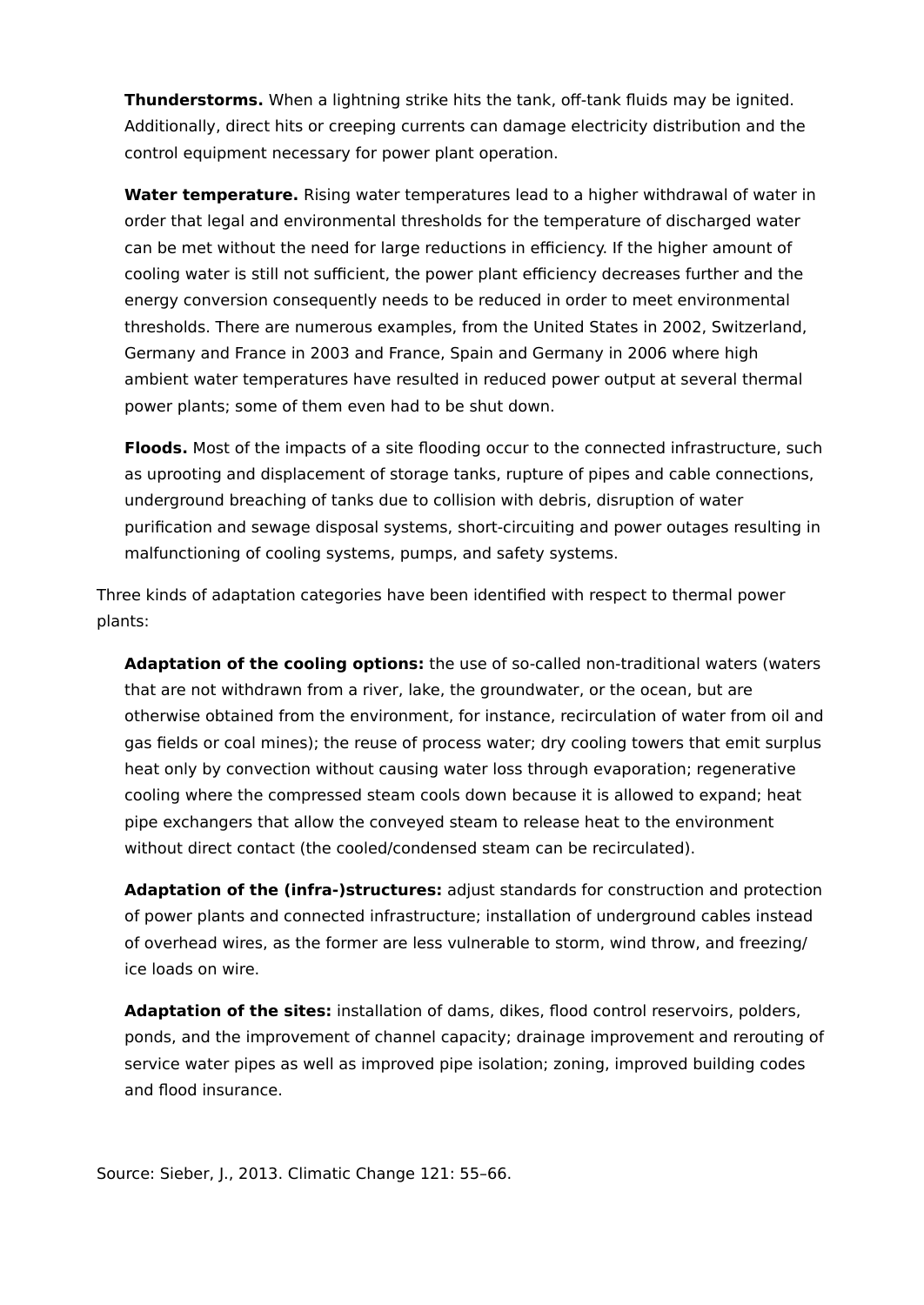**Thunderstorms.** When a lightning strike hits the tank, off-tank fluids may be ignited. Additionally, direct hits or creeping currents can damage electricity distribution and the control equipment necessary for power plant operation.

**Water temperature.** Rising water temperatures lead to a higher withdrawal of water in order that legal and environmental thresholds for the temperature of discharged water can be met without the need for large reductions in efficiency. If the higher amount of cooling water is still not sufficient, the power plant efficiency decreases further and the energy conversion consequently needs to be reduced in order to meet environmental thresholds. There are numerous examples, from the United States in 2002, Switzerland, Germany and France in 2003 and France, Spain and Germany in 2006 where high ambient water temperatures have resulted in reduced power output at several thermal power plants; some of them even had to be shut down.

**Floods.** Most of the impacts of a site flooding occur to the connected infrastructure, such as uprooting and displacement of storage tanks, rupture of pipes and cable connections, underground breaching of tanks due to collision with debris, disruption of water purification and sewage disposal systems, short-circuiting and power outages resulting in malfunctioning of cooling systems, pumps, and safety systems.

Three kinds of adaptation categories have been identified with respect to thermal power plants:

**Adaptation of the cooling options:** the use of so-called non-traditional waters (waters that are not withdrawn from a river, lake, the groundwater, or the ocean, but are otherwise obtained from the environment, for instance, recirculation of water from oil and gas fields or coal mines); the reuse of process water; dry cooling towers that emit surplus heat only by convection without causing water loss through evaporation; regenerative cooling where the compressed steam cools down because it is allowed to expand; heat pipe exchangers that allow the conveyed steam to release heat to the environment without direct contact (the cooled/condensed steam can be recirculated).

**Adaptation of the (infra-)structures:** adjust standards for construction and protection of power plants and connected infrastructure; installation of underground cables instead of overhead wires, as the former are less vulnerable to storm, wind throw, and freezing/ice loads on wire.

**Adaptation of the sites:** installation of dams, dikes, flood control reservoirs, polders, ponds, and the improvement of channel capacity; drainage improvement and rerouting of service water pipes as well as improved pipe isolation; zoning, improved building codes and flood insurance.

Source: Sieber, J., 2013. Climatic Change 121: 55–66.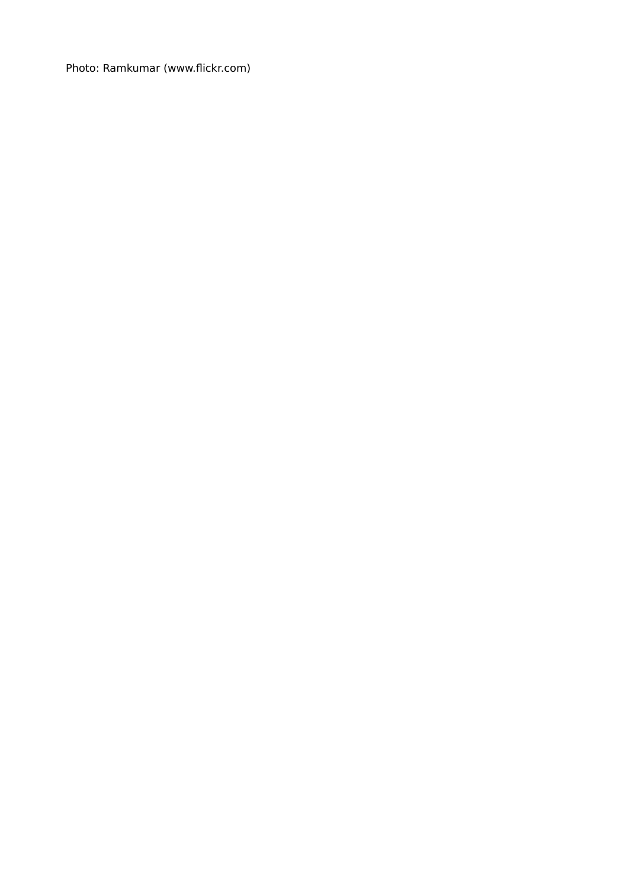Photo: Ramkumar (www.flickr.com)